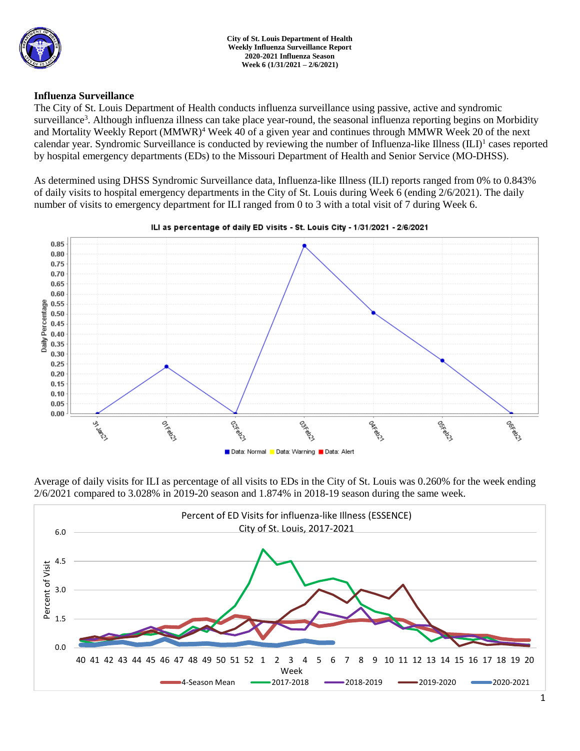**City of St. Louis Department of Health**
**Weekly Influenza Surveillance Report**
**2020-2021 Influenza Season**
**Week 6 (1/31/2021 – 2/6/2021)**

## Influenza Surveillance

The City of St. Louis Department of Health conducts influenza surveillance using passive, active and syndromic surveillance[3]. Although influenza illness can take place year-round, the seasonal influenza reporting begins on Morbidity and Mortality Weekly Report (MMWR)[4] Week 40 of a given year and continues through MMWR Week 20 of the next calendar year. Syndromic Surveillance is conducted by reviewing the number of Influenza-like Illness (ILI)[1] cases reported by hospital emergency departments (EDs) to the Missouri Department of Health and Senior Service (MO-DHSS).

As determined using DHSS Syndromic Surveillance data, Influenza-like Illness (ILI) reports ranged from 0% to 0.843% of daily visits to hospital emergency departments in the City of St. Louis during Week 6 (ending 2/6/2021). The daily number of visits to emergency department for ILI ranged from 0 to 3 with a total visit of 7 during Week 6.

ILI as percentage of daily ED visits - St. Louis City - 1/31/2021 - 2/6/2021

Average of daily visits for ILI as percentage of all visits to EDs in the City of St. Louis was 0.260% for the week ending 2/6/2021 compared to 3.028% in 2019-20 season and 1.874% in 2018-19 season during the same week.

Percent of ED Visits for influenza-like Illness (ESSENCE) City of St. Louis, 2017-2021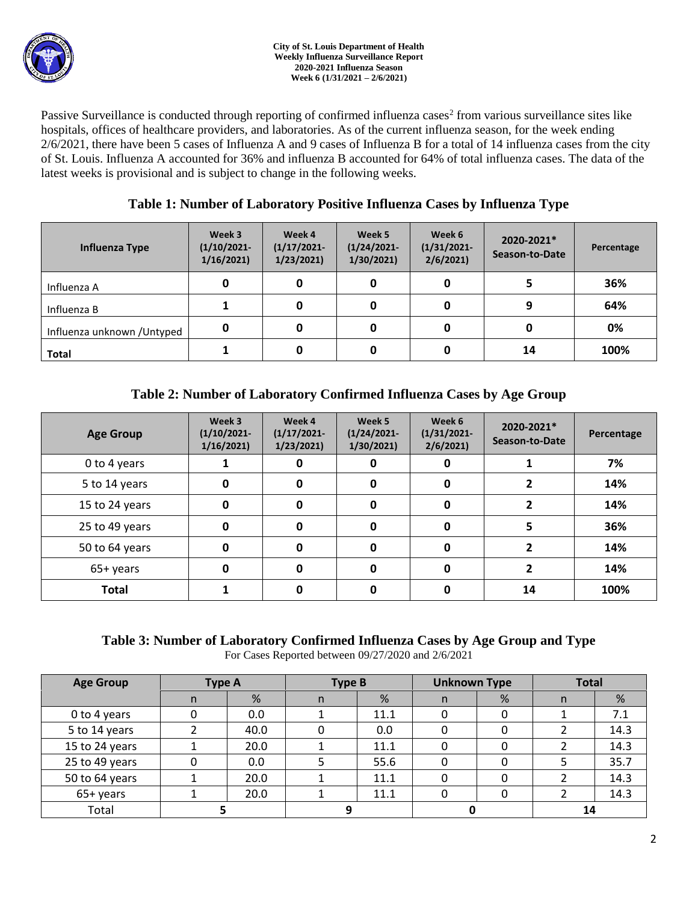**City of St. Louis Department of Health**
**Weekly Influenza Surveillance Report**
**2020-2021 Influenza Season**
**Week 6 (1/31/2021 – 2/6/2021)**

Passive Surveillance is conducted through reporting of confirmed influenza cases[2] from various surveillance sites like hospitals, offices of healthcare providers, and laboratories. As of the current influenza season, for the week ending 2/6/2021, there have been 5 cases of Influenza A and 9 cases of Influenza B for a total of 14 influenza cases from the city of St. Louis. Influenza A accounted for 36% and influenza B accounted for 64% of total influenza cases. The data of the latest weeks is provisional and is subject to change in the following weeks.

## Table 1: Number of Laboratory Positive Influenza Cases by Influenza Type

| Influenza Type | Week 3 (1/10/2021-1/16/2021) | Week 4 (1/17/2021-1/23/2021) | Week 5 (1/24/2021-1/30/2021) | Week 6 (1/31/2021-2/6/2021) | 2020-2021* Season-to-Date | Percentage |
|---|---|---|---|---|---|---|
| Influenza A | 0 | 0 | 0 | 0 | 5 | 36% |
| Influenza B | 1 | 0 | 0 | 0 | 9 | 64% |
| Influenza unknown /Untyped | 0 | 0 | 0 | 0 | 0 | 0% |
| **Total** | 1 | 0 | 0 | 0 | 14 | 100% |

## Table 2: Number of Laboratory Confirmed Influenza Cases by Age Group

| Age Group | Week 3 (1/10/2021-1/16/2021) | Week 4 (1/17/2021-1/23/2021) | Week 5 (1/24/2021-1/30/2021) | Week 6 (1/31/2021-2/6/2021) | 2020-2021* Season-to-Date | Percentage |
|---|---|---|---|---|---|---|
| 0 to 4 years | 1 | 0 | 0 | 0 | 1 | 7% |
| 5 to 14 years | 0 | 0 | 0 | 0 | 2 | 14% |
| 15 to 24 years | 0 | 0 | 0 | 0 | 2 | 14% |
| 25 to 49 years | 0 | 0 | 0 | 0 | 5 | 36% |
| 50 to 64 years | 0 | 0 | 0 | 0 | 2 | 14% |
| 65+ years | 0 | 0 | 0 | 0 | 2 | 14% |
| **Total** | 1 | 0 | 0 | 0 | 14 | 100% |

## Table 3: Number of Laboratory Confirmed Influenza Cases by Age Group and Type

For Cases Reported between 09/27/2020 and 2/6/2021

| Age Group | Type A | | Type B | | Unknown Type | | Total | |
|---|---|---|---|---|---|---|---|---|
| | n | % | n | % | n | % | n | % |
| 0 to 4 years | 0 | 0.0 | 1 | 11.1 | 0 | 0 | 1 | 7.1 |
| 5 to 14 years | 2 | 40.0 | 0 | 0.0 | 0 | 0 | 2 | 14.3 |
| 15 to 24 years | 1 | 20.0 | 1 | 11.1 | 0 | 0 | 2 | 14.3 |
| 25 to 49 years | 0 | 0.0 | 5 | 55.6 | 0 | 0 | 5 | 35.7 |
| 50 to 64 years | 1 | 20.0 | 1 | 11.1 | 0 | 0 | 2 | 14.3 |
| 65+ years | 1 | 20.0 | 1 | 11.1 | 0 | 0 | 2 | 14.3 |
| Total | 5 | | 9 | | 0 | | 14 | |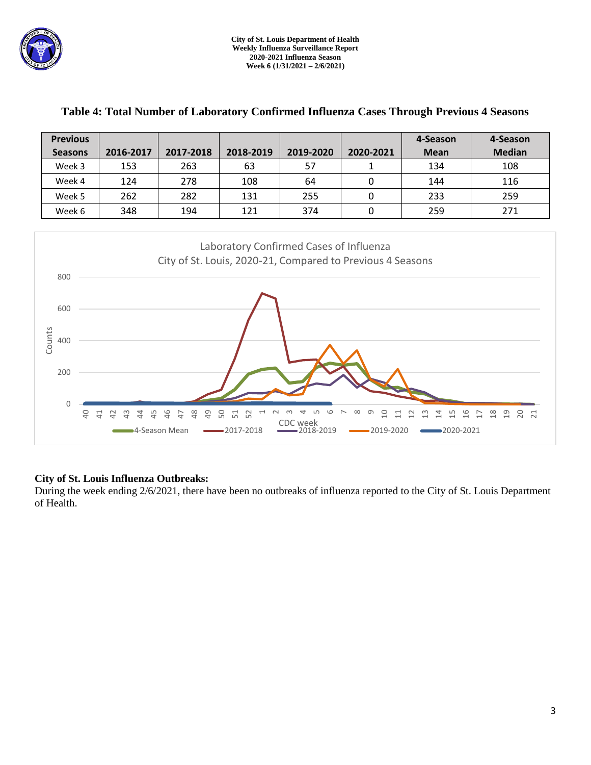### Table 4: Total Number of Laboratory Confirmed Influenza Cases Through Previous 4 Seasons

| Previous Seasons | 2016-2017 | 2017-2018 | 2018-2019 | 2019-2020 | 2020-2021 | 4-Season Mean | 4-Season Median |
|---|---|---|---|---|---|---|---|
| Week 3 | 153 | 263 | 63 | 57 | 1 | 134 | 108 |
| Week 4 | 124 | 278 | 108 | 64 | 0 | 144 | 116 |
| Week 5 | 262 | 282 | 131 | 255 | 0 | 233 | 259 |
| Week 6 | 348 | 194 | 121 | 374 | 0 | 259 | 271 |

Laboratory Confirmed Cases of Influenza
City of St. Louis, 2020-21, Compared to Previous 4 Seasons

**City of St. Louis Influenza Outbreaks:**
During the week ending 2/6/2021, there have been no outbreaks of influenza reported to the City of St. Louis Department of Health.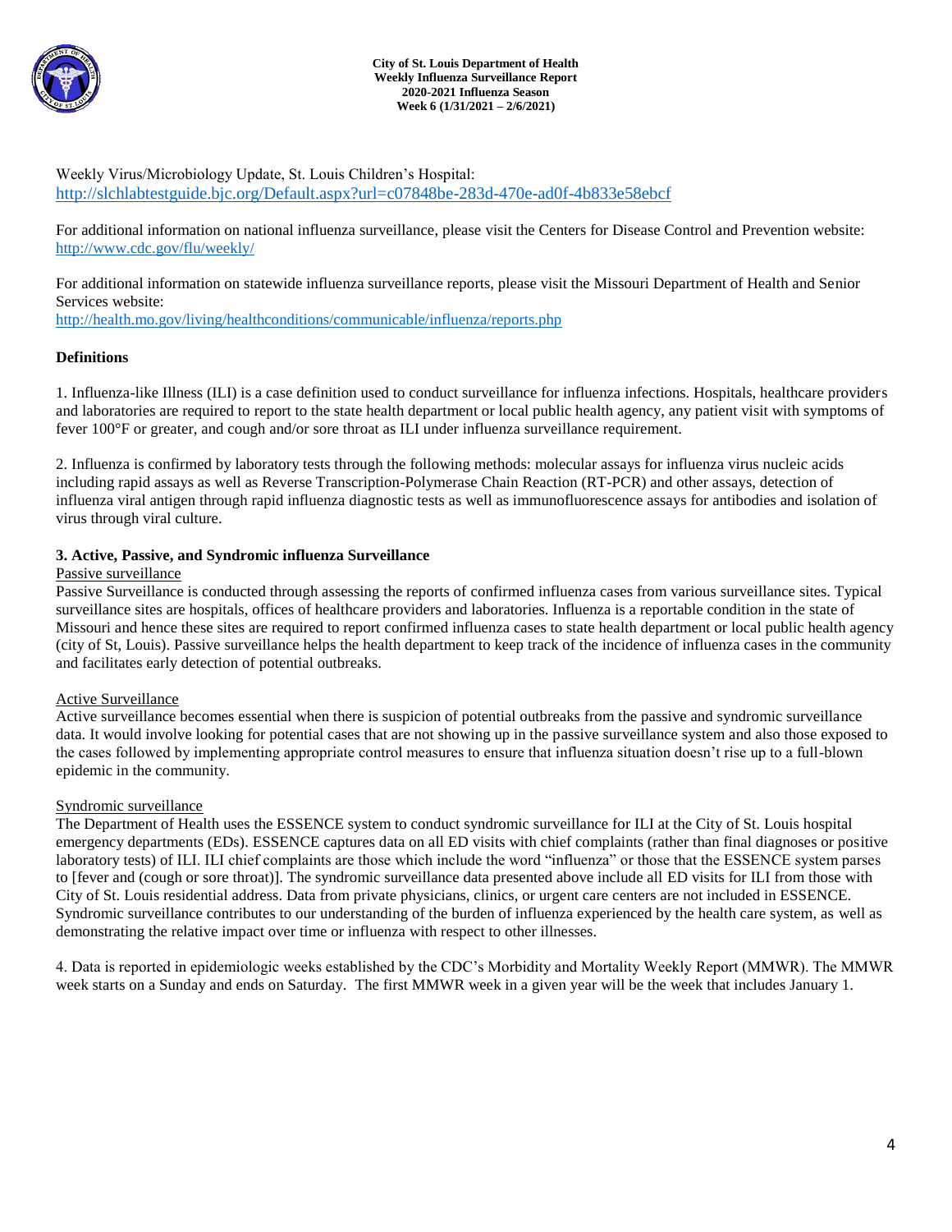Weekly Virus/Microbiology Update, St. Louis Children's Hospital:
http://slchlabtestguide.bjc.org/Default.aspx?url=c07848be-283d-470e-ad0f-4b833e58ebcf

For additional information on national influenza surveillance, please visit the Centers for Disease Control and Prevention website:
http://www.cdc.gov/flu/weekly/

For additional information on statewide influenza surveillance reports, please visit the Missouri Department of Health and Senior Services website:
http://health.mo.gov/living/healthconditions/communicable/influenza/reports.php

**Definitions**

1. Influenza-like Illness (ILI) is a case definition used to conduct surveillance for influenza infections. Hospitals, healthcare providers and laboratories are required to report to the state health department or local public health agency, any patient visit with symptoms of fever 100°F or greater, and cough and/or sore throat as ILI under influenza surveillance requirement.

2. Influenza is confirmed by laboratory tests through the following methods: molecular assays for influenza virus nucleic acids including rapid assays as well as Reverse Transcription-Polymerase Chain Reaction (RT-PCR) and other assays, detection of influenza viral antigen through rapid influenza diagnostic tests as well as immunofluorescence assays for antibodies and isolation of virus through viral culture.

**3. Active, Passive, and Syndromic influenza Surveillance**

Passive surveillance

Passive Surveillance is conducted through assessing the reports of confirmed influenza cases from various surveillance sites. Typical surveillance sites are hospitals, offices of healthcare providers and laboratories. Influenza is a reportable condition in the state of Missouri and hence these sites are required to report confirmed influenza cases to state health department or local public health agency (city of St, Louis). Passive surveillance helps the health department to keep track of the incidence of influenza cases in the community and facilitates early detection of potential outbreaks.

Active Surveillance

Active surveillance becomes essential when there is suspicion of potential outbreaks from the passive and syndromic surveillance data. It would involve looking for potential cases that are not showing up in the passive surveillance system and also those exposed to the cases followed by implementing appropriate control measures to ensure that influenza situation doesn't rise up to a full-blown epidemic in the community.

Syndromic surveillance

The Department of Health uses the ESSENCE system to conduct syndromic surveillance for ILI at the City of St. Louis hospital emergency departments (EDs). ESSENCE captures data on all ED visits with chief complaints (rather than final diagnoses or positive laboratory tests) of ILI. ILI chief complaints are those which include the word "influenza" or those that the ESSENCE system parses to [fever and (cough or sore throat)]. The syndromic surveillance data presented above include all ED visits for ILI from those with City of St. Louis residential address. Data from private physicians, clinics, or urgent care centers are not included in ESSENCE. Syndromic surveillance contributes to our understanding of the burden of influenza experienced by the health care system, as well as demonstrating the relative impact over time or influenza with respect to other illnesses.

4. Data is reported in epidemiologic weeks established by the CDC's Morbidity and Mortality Weekly Report (MMWR). The MMWR week starts on a Sunday and ends on Saturday. The first MMWR week in a given year will be the week that includes January 1.